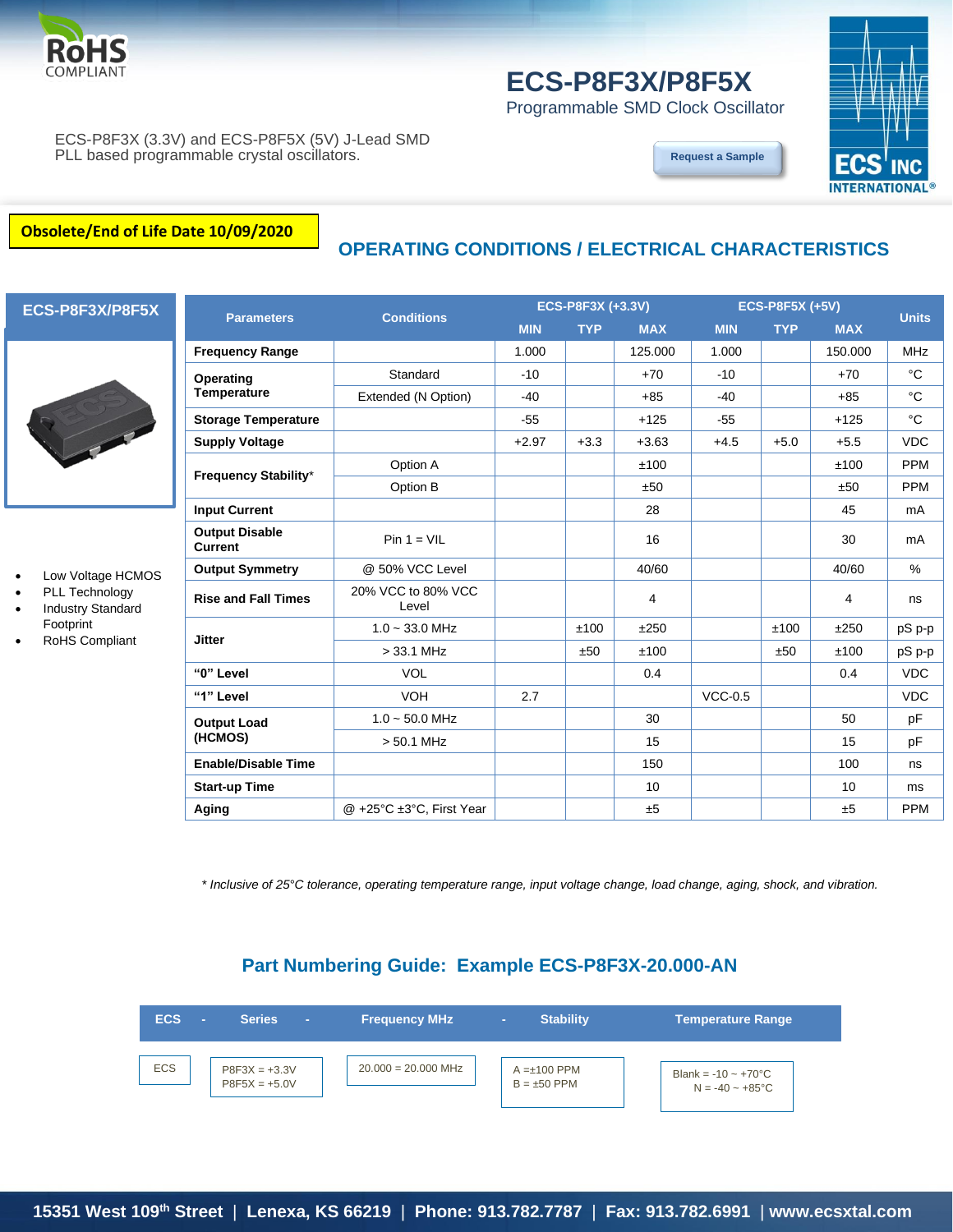RoHS COMPLIANT

# ECS-P8F3X/P8F5X

Programmable SMD Clock Oscillator

ECS-P8F3X (3.3V) and ECS-P8F5X (5V) J-Lead SMD PLL based programmable crystal oscillators.

Request a Sample

**Obsolete/End of Life Date 10/09/2020**

## OPERATING CONDITIONS / ELECTRICAL CHARACTERISTICS

**ECS-P8F3X/P8F5X**

- Low Voltage HCMOS
- PLL Technology
- Industry Standard Footprint
- RoHS Compliant

| Parameters | Conditions | ECS-P8F3X (+3.3V) | | | ECS-P8F5X (+5V) | | | Units |
|---|---|---|---|---|---|---|---|---|
| | | MIN | TYP | MAX | MIN | TYP | MAX | |
| **Frequency Range** | | 1.000 | | 125.000 | 1.000 | | 150.000 | MHz |
| **Operating Temperature** | Standard | -10 | | +70 | -10 | | +70 | °C |
| | Extended (N Option) | -40 | | +85 | -40 | | +85 | °C |
| **Storage Temperature** | | -55 | | +125 | -55 | | +125 | °C |
| **Supply Voltage** | | +2.97 | +3.3 | +3.63 | +4.5 | +5.0 | +5.5 | VDC |
| **Frequency Stability*** | Option A | | | ±100 | | | ±100 | PPM |
| | Option B | | | ±50 | | | ±50 | PPM |
| **Input Current** | | | | 28 | | | 45 | mA |
| **Output Disable Current** | Pin 1 = VIL | | | 16 | | | 30 | mA |
| **Output Symmetry** | @ 50% VCC Level | | | 40/60 | | | 40/60 | % |
| **Rise and Fall Times** | 20% VCC to 80% VCC Level | | | 4 | | | 4 | ns |
| **Jitter** | 1.0 ~ 33.0 MHz | | ±100 | ±250 | | ±100 | ±250 | pS p-p |
| | > 33.1 MHz | | ±50 | ±100 | | ±50 | ±100 | pS p-p |
| **"0" Level** | VOL | | | 0.4 | | | 0.4 | VDC |
| **"1" Level** | VOH | 2.7 | | | VCC-0.5 | | | VDC |
| **Output Load (HCMOS)** | 1.0 ~ 50.0 MHz | | | 30 | | | 50 | pF |
| | > 50.1 MHz | | | 15 | | | 15 | pF |
| **Enable/Disable Time** | | | | 150 | | | 100 | ns |
| **Start-up Time** | | | | 10 | | | 10 | ms |
| **Aging** | @ +25°C ±3°C, First Year | | | ±5 | | | ±5 | PPM |

*\* Inclusive of 25°C tolerance, operating temperature range, input voltage change, load change, aging, shock, and vibration.*

## Part Numbering Guide: Example ECS-P8F3X-20.000-AN

| ECS | - | Series | - | Frequency MHz | - | Stability | Temperature Range |
|---|---|---|---|---|---|---|---|
| ECS | | P8F3X = +3.3V<br>P8F5X = +5.0V | | 20.000 = 20.000 MHz | | A =±100 PPM<br>B = ±50 PPM | Blank = -10 ~ +70°C<br>N = -40 ~ +85°C |

15351 West 109th Street | Lenexa, KS 66219 | Phone: 913.782.7787 | Fax: 913.782.6991 | www.ecsxtal.com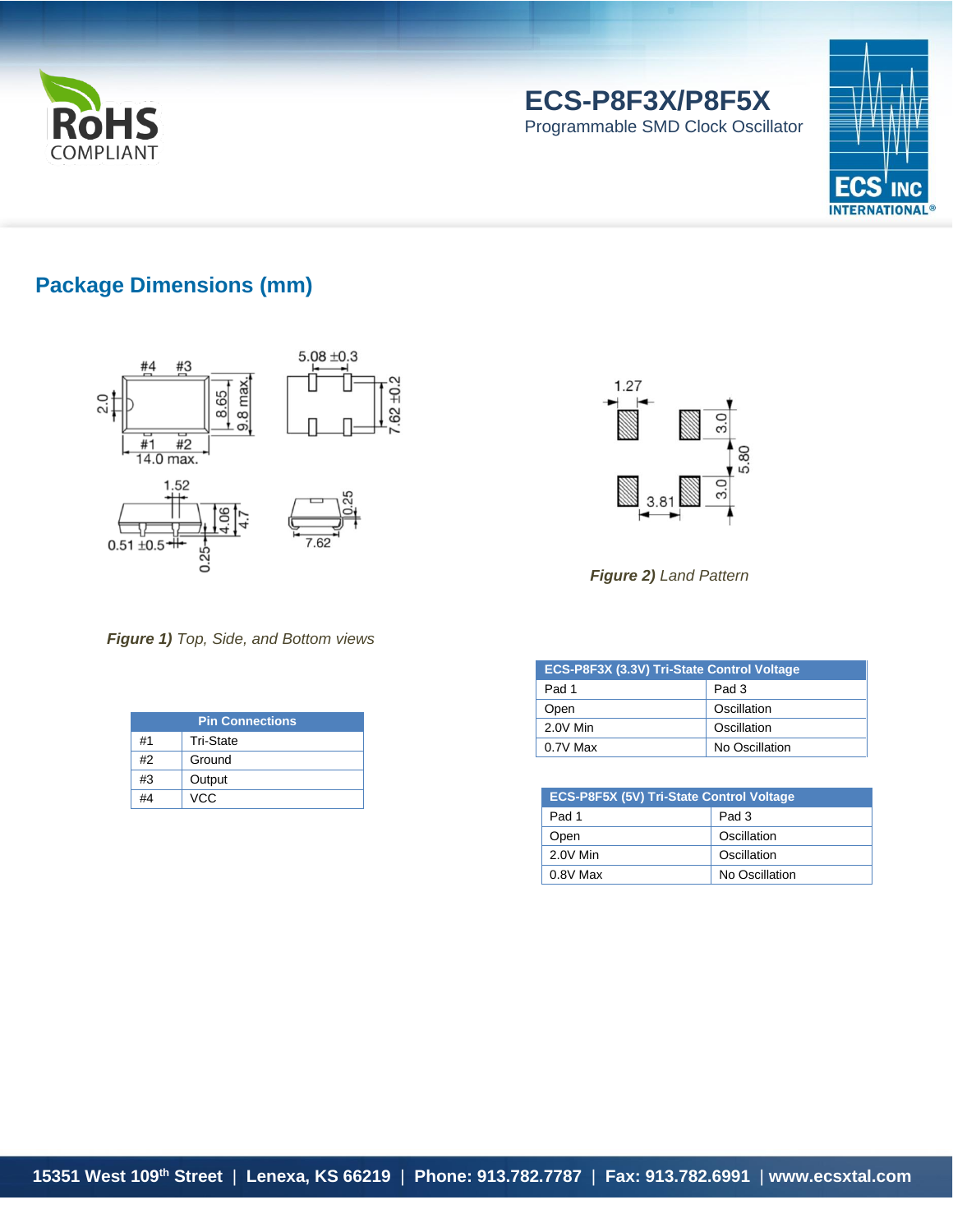## Package Dimensions (mm)

#4 #3

2.0

8.65

9.8 max.

#1 #2

14.0 max.

5.08 ±0.3

7.62 ±0.2

1.52

4.06

4.7

0.51 ±0.5

0.25

0.25

7.62

*Figure 1) Top, Side, and Bottom views*

1.27

3.0

5.80

3.0

3.81

*Figure 2) Land Pattern*

| Pin Connections | |
|---|---|
| #1 | Tri-State |
| #2 | Ground |
| #3 | Output |
| #4 | VCC |

| ECS-P8F3X (3.3V) Tri-State Control Voltage | |
|---|---|
| Pad 1 | Pad 3 |
| Open | Oscillation |
| 2.0V Min | Oscillation |
| 0.7V Max | No Oscillation |

| ECS-P8F5X (5V) Tri-State Control Voltage | |
|---|---|
| Pad 1 | Pad 3 |
| Open | Oscillation |
| 2.0V Min | Oscillation |
| 0.8V Max | No Oscillation |